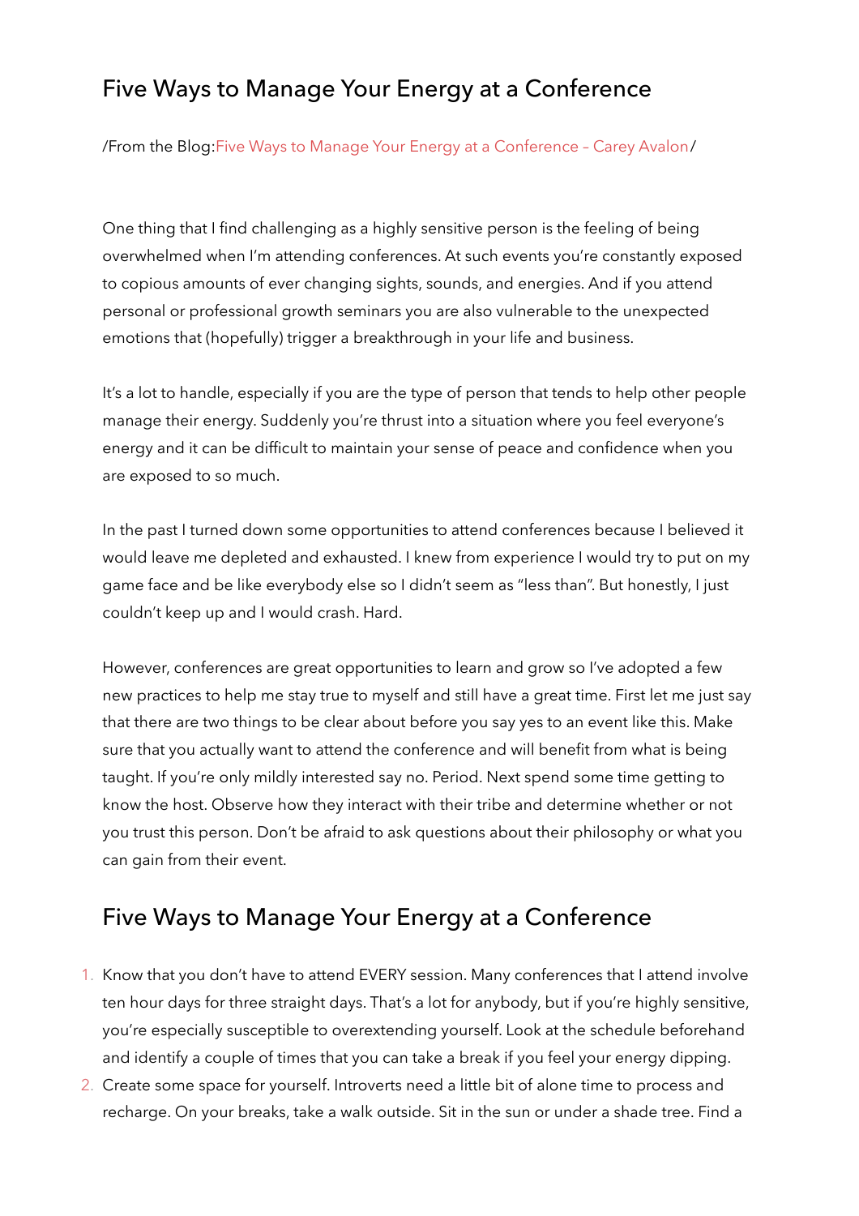# Five Ways to Manage Your Energy at a Conference

/From the Blog:Five Ways to Manage Your Energy at a Conference – Carey Avalon/

One thing that I find challenging as a highly sensitive person is the feeling of being overwhelmed when I'm attending conferences. At such events you're constantly exposed to copious amounts of ever changing sights, sounds, and energies. And if you attend personal or professional growth seminars you are also vulnerable to the unexpected emotions that (hopefully) trigger a breakthrough in your life and business.

It's a lot to handle, especially if you are the type of person that tends to help other people manage their energy. Suddenly you're thrust into a situation where you feel everyone's energy and it can be difficult to maintain your sense of peace and confidence when you are exposed to so much.

In the past I turned down some opportunities to attend conferences because I believed it would leave me depleted and exhausted. I knew from experience I would try to put on my game face and be like everybody else so I didn't seem as "less than". But honestly, I just couldn't keep up and I would crash. Hard.

However, conferences are great opportunities to learn and grow so I've adopted a few new practices to help me stay true to myself and still have a great time. First let me just say that there are two things to be clear about before you say yes to an event like this. Make sure that you actually want to attend the conference and will benefit from what is being taught. If you're only mildly interested say no. Period. Next spend some time getting to know the host. Observe how they interact with their tribe and determine whether or not you trust this person. Don't be afraid to ask questions about their philosophy or what you can gain from their event.

## Five Ways to Manage Your Energy at a Conference

1. Know that you don't have to attend EVERY session. Many conferences that I attend involve ten hour days for three straight days. That's a lot for anybody, but if you're highly sensitive, you're especially susceptible to overextending yourself. Look at the schedule beforehand and identify a couple of times that you can take a break if you feel your energy dipping.
2. Create some space for yourself. Introverts need a little bit of alone time to process and recharge. On your breaks, take a walk outside. Sit in the sun or under a shade tree. Find a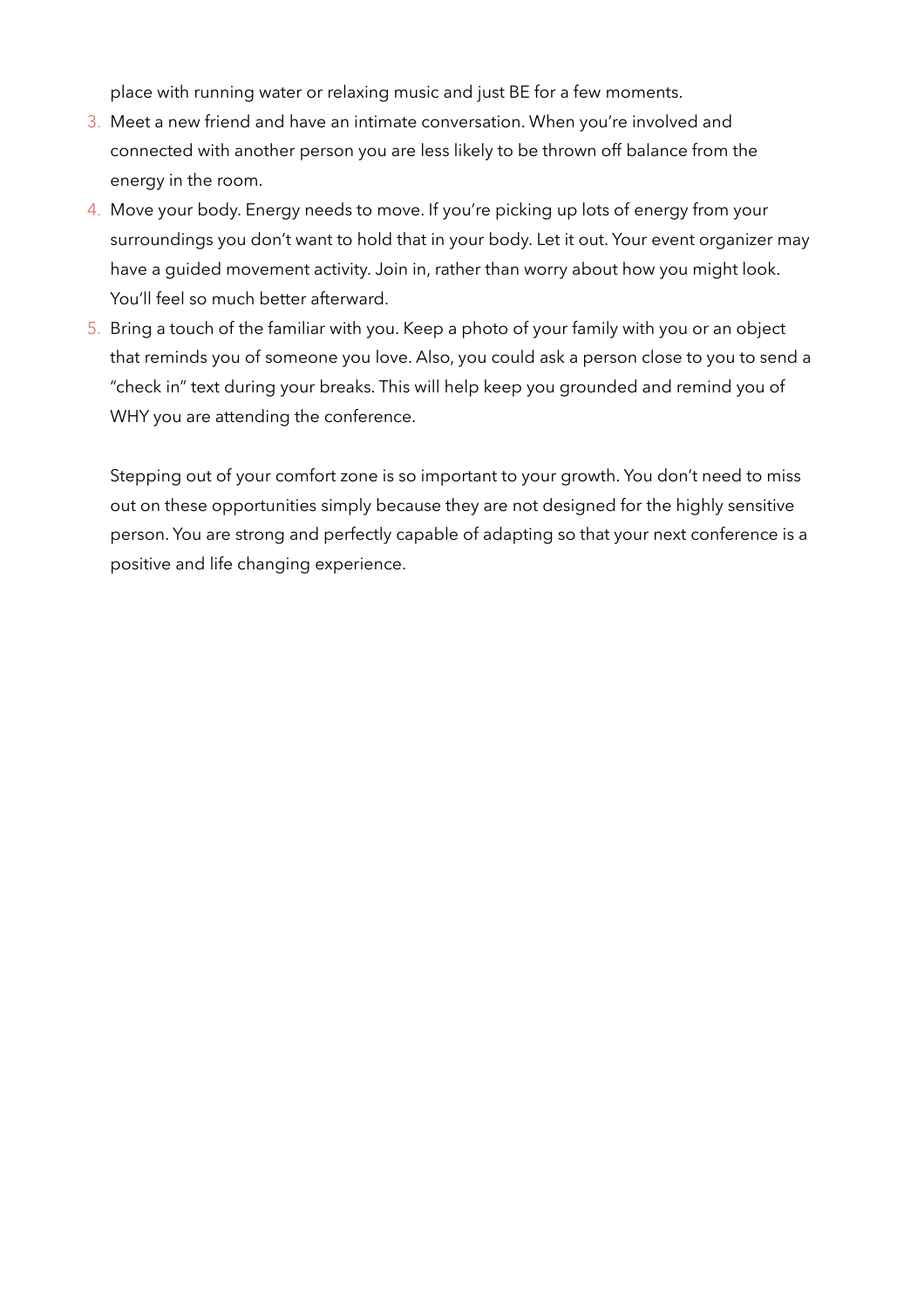place with running water or relaxing music and just BE for a few moments.

3. Meet a new friend and have an intimate conversation. When you're involved and connected with another person you are less likely to be thrown off balance from the energy in the room.
4. Move your body. Energy needs to move. If you're picking up lots of energy from your surroundings you don't want to hold that in your body. Let it out. Your event organizer may have a guided movement activity. Join in, rather than worry about how you might look. You'll feel so much better afterward.
5. Bring a touch of the familiar with you. Keep a photo of your family with you or an object that reminds you of someone you love. Also, you could ask a person close to you to send a "check in" text during your breaks. This will help keep you grounded and remind you of WHY you are attending the conference.

Stepping out of your comfort zone is so important to your growth. You don't need to miss out on these opportunities simply because they are not designed for the highly sensitive person. You are strong and perfectly capable of adapting so that your next conference is a positive and life changing experience.